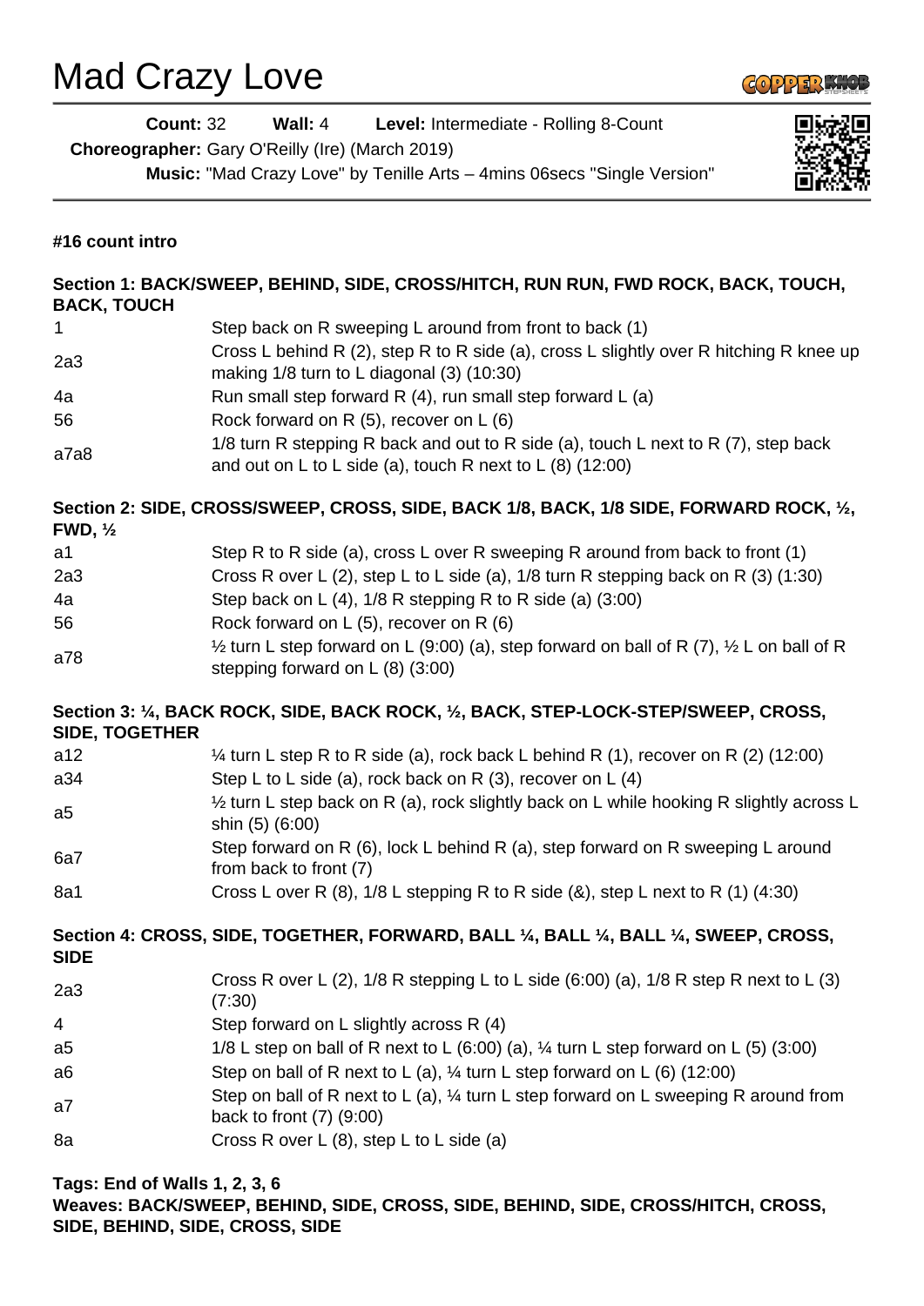# Mad Crazy Love

**Count:** 32 **Wall:** 4 **Level:** Intermediate - Rolling 8-Count
**Choreographer:** Gary O'Reilly (Ire) (March 2019)
**Music:** "Mad Crazy Love" by Tenille Arts – 4mins 06secs "Single Version"

**#16 count intro**

**Section 1: BACK/SWEEP, BEHIND, SIDE, CROSS/HITCH, RUN RUN, FWD ROCK, BACK, TOUCH, BACK, TOUCH**

| | |
|---|---|
| 1 | Step back on R sweeping L around from front to back (1) |
| 2a3 | Cross L behind R (2), step R to R side (a), cross L slightly over R hitching R knee up making 1/8 turn to L diagonal (3) (10:30) |
| 4a | Run small step forward R (4), run small step forward L (a) |
| 56 | Rock forward on R (5), recover on L (6) |
| a7a8 | 1/8 turn R stepping R back and out to R side (a), touch L next to R (7), step back and out on L to L side (a), touch R next to L (8) (12:00) |

**Section 2: SIDE, CROSS/SWEEP, CROSS, SIDE, BACK 1/8, BACK, 1/8 SIDE, FORWARD ROCK, ½, FWD, ½**

| | |
|---|---|
| a1 | Step R to R side (a), cross L over R sweeping R around from back to front (1) |
| 2a3 | Cross R over L (2), step L to L side (a), 1/8 turn R stepping back on R (3) (1:30) |
| 4a | Step back on L (4), 1/8 R stepping R to R side (a) (3:00) |
| 56 | Rock forward on L (5), recover on R (6) |
| a78 | ½ turn L step forward on L (9:00) (a), step forward on ball of R (7), ½ L on ball of R stepping forward on L (8) (3:00) |

**Section 3: ¼, BACK ROCK, SIDE, BACK ROCK, ½, BACK, STEP-LOCK-STEP/SWEEP, CROSS, SIDE, TOGETHER**

| | |
|---|---|
| a12 | ¼ turn L step R to R side (a), rock back L behind R (1), recover on R (2) (12:00) |
| a34 | Step L to L side (a), rock back on R (3), recover on L (4) |
| a5 | ½ turn L step back on R (a), rock slightly back on L while hooking R slightly across L shin (5) (6:00) |
| 6a7 | Step forward on R (6), lock L behind R (a), step forward on R sweeping L around from back to front (7) |
| 8a1 | Cross L over R (8), 1/8 L stepping R to R side (&), step L next to R (1) (4:30) |

**Section 4: CROSS, SIDE, TOGETHER, FORWARD, BALL ¼, BALL ¼, BALL ¼, SWEEP, CROSS, SIDE**

| | |
|---|---|
| 2a3 | Cross R over L (2), 1/8 R stepping L to L side (6:00) (a), 1/8 R step R next to L (3) (7:30) |
| 4 | Step forward on L slightly across R (4) |
| a5 | 1/8 L step on ball of R next to L (6:00) (a), ¼ turn L step forward on L (5) (3:00) |
| a6 | Step on ball of R next to L (a), ¼ turn L step forward on L (6) (12:00) |
| a7 | Step on ball of R next to L (a), ¼ turn L step forward on L sweeping R around from back to front (7) (9:00) |
| 8a | Cross R over L (8), step L to L side (a) |

**Tags: End of Walls 1, 2, 3, 6**
**Weaves: BACK/SWEEP, BEHIND, SIDE, CROSS, SIDE, BEHIND, SIDE, CROSS/HITCH, CROSS, SIDE, BEHIND, SIDE, CROSS, SIDE**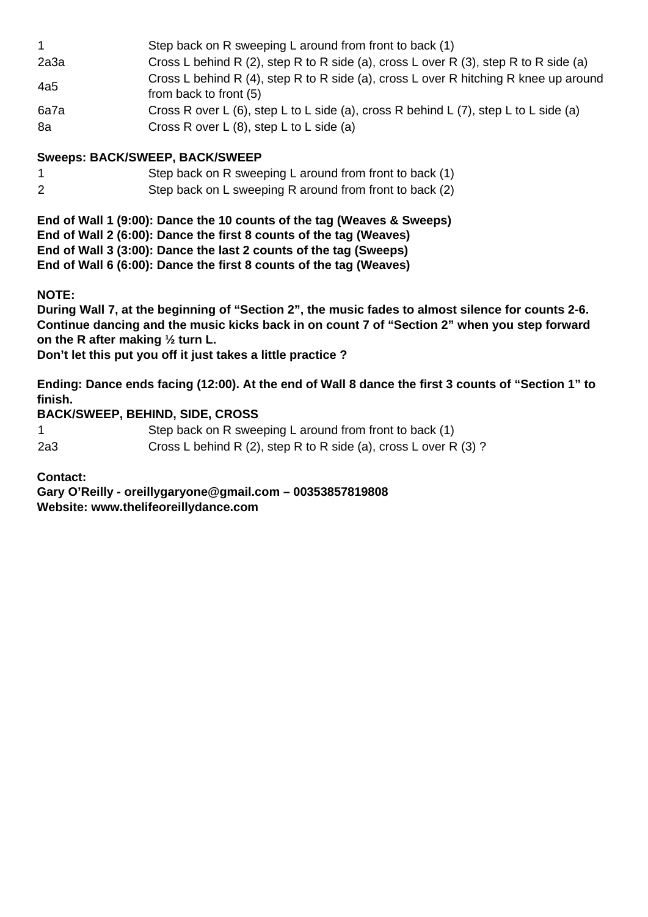| | |
|---|---|
| 1 | Step back on R sweeping L around from front to back (1) |
| 2a3a | Cross L behind R (2), step R to R side (a), cross L over R (3), step R to R side (a) |
| 4a5 | Cross L behind R (4), step R to R side (a), cross L over R hitching R knee up around from back to front (5) |
| 6a7a | Cross R over L (6), step L to L side (a), cross R behind L (7), step L to L side (a) |
| 8a | Cross R over L (8), step L to L side (a) |

**Sweeps: BACK/SWEEP, BACK/SWEEP**

| | |
|---|---|
| 1 | Step back on R sweeping L around from front to back (1) |
| 2 | Step back on L sweeping R around from front to back (2) |

**End of Wall 1 (9:00): Dance the 10 counts of the tag (Weaves & Sweeps)**
**End of Wall 2 (6:00): Dance the first 8 counts of the tag (Weaves)**
**End of Wall 3 (3:00): Dance the last 2 counts of the tag (Sweeps)**
**End of Wall 6 (6:00): Dance the first 8 counts of the tag (Weaves)**

**NOTE:**
**During Wall 7, at the beginning of "Section 2", the music fades to almost silence for counts 2-6. Continue dancing and the music kicks back in on count 7 of "Section 2" when you step forward on the R after making ½ turn L.**
**Don't let this put you off it just takes a little practice ?**

**Ending: Dance ends facing (12:00). At the end of Wall 8 dance the first 3 counts of "Section 1" to finish.**
**BACK/SWEEP, BEHIND, SIDE, CROSS**

| | |
|---|---|
| 1 | Step back on R sweeping L around from front to back (1) |
| 2a3 | Cross L behind R (2), step R to R side (a), cross L over R (3) ? |

**Contact:**
**Gary O'Reilly - oreillygaryone@gmail.com – 00353857819808**
**Website: www.thelifeoreillydance.com**